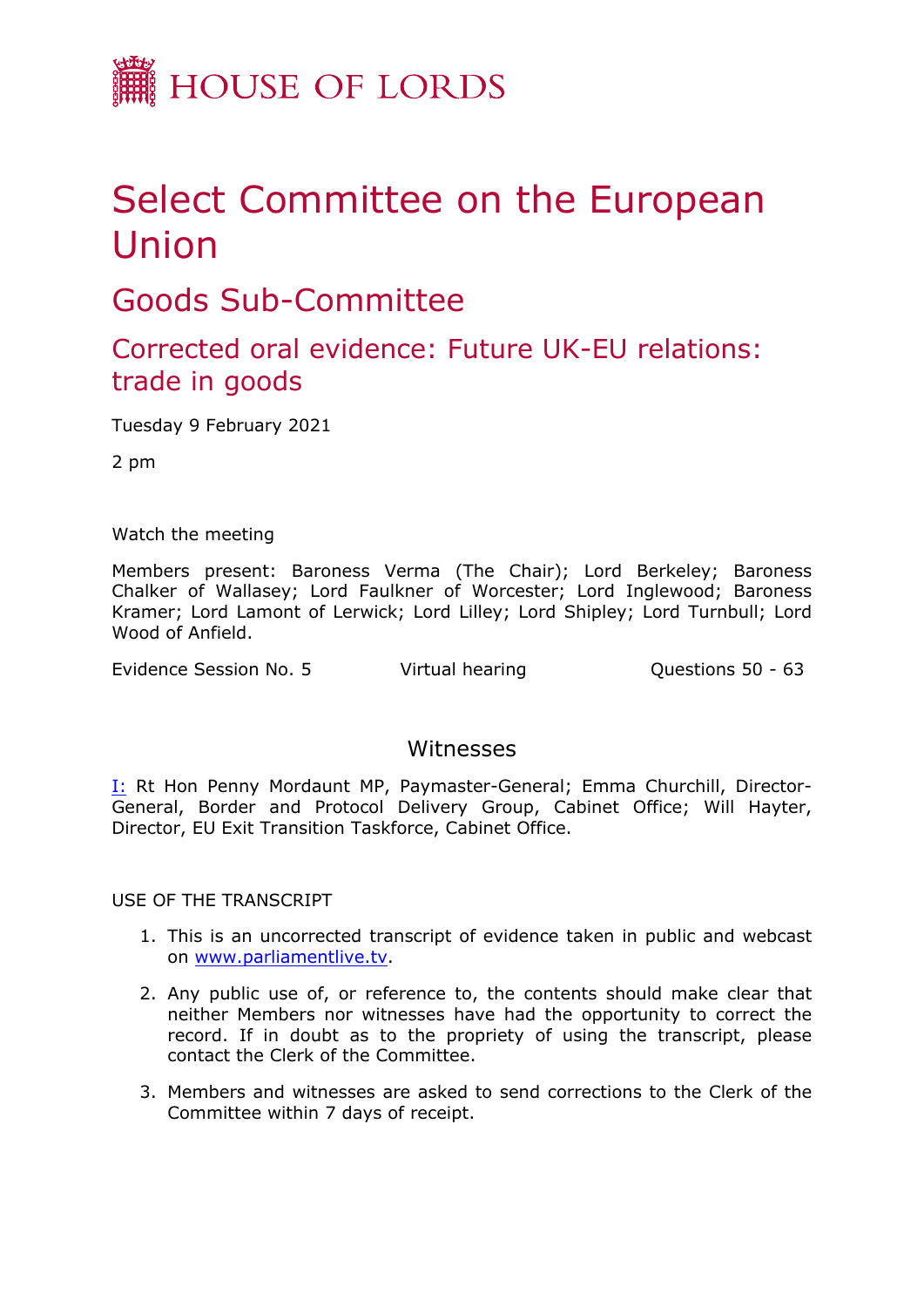HOUSE OF LORDS

# Select Committee on the European Union

## Goods Sub-Committee

### Corrected oral evidence: Future UK-EU relations: trade in goods

Tuesday 9 February 2021

2 pm

Watch the meeting

Members present: Baroness Verma (The Chair); Lord Berkeley; Baroness Chalker of Wallasey; Lord Faulkner of Worcester; Lord Inglewood; Baroness Kramer; Lord Lamont of Lerwick; Lord Lilley; Lord Shipley; Lord Turnbull; Lord Wood of Anfield.

Evidence Session No. 5 Virtual hearing Questions 50 - 63

## Witnesses

I: Rt Hon Penny Mordaunt MP, Paymaster-General; Emma Churchill, Director-General, Border and Protocol Delivery Group, Cabinet Office; Will Hayter, Director, EU Exit Transition Taskforce, Cabinet Office.

USE OF THE TRANSCRIPT

1. This is an uncorrected transcript of evidence taken in public and webcast on www.parliamentlive.tv.
2. Any public use of, or reference to, the contents should make clear that neither Members nor witnesses have had the opportunity to correct the record. If in doubt as to the propriety of using the transcript, please contact the Clerk of the Committee.
3. Members and witnesses are asked to send corrections to the Clerk of the Committee within 7 days of receipt.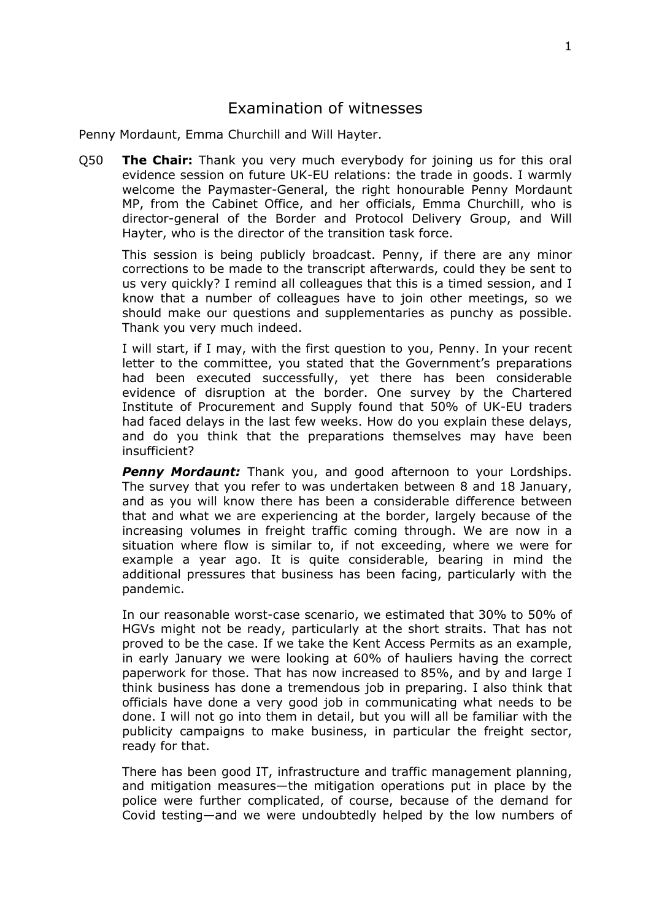# Examination of witnesses

Penny Mordaunt, Emma Churchill and Will Hayter.

Q50 **The Chair:** Thank you very much everybody for joining us for this oral evidence session on future UK-EU relations: the trade in goods. I warmly welcome the Paymaster-General, the right honourable Penny Mordaunt MP, from the Cabinet Office, and her officials, Emma Churchill, who is director-general of the Border and Protocol Delivery Group, and Will Hayter, who is the director of the transition task force.

This session is being publicly broadcast. Penny, if there are any minor corrections to be made to the transcript afterwards, could they be sent to us very quickly? I remind all colleagues that this is a timed session, and I know that a number of colleagues have to join other meetings, so we should make our questions and supplementaries as punchy as possible. Thank you very much indeed.

I will start, if I may, with the first question to you, Penny. In your recent letter to the committee, you stated that the Government's preparations had been executed successfully, yet there has been considerable evidence of disruption at the border. One survey by the Chartered Institute of Procurement and Supply found that 50% of UK-EU traders had faced delays in the last few weeks. How do you explain these delays, and do you think that the preparations themselves may have been insufficient?

***Penny Mordaunt:*** Thank you, and good afternoon to your Lordships. The survey that you refer to was undertaken between 8 and 18 January, and as you will know there has been a considerable difference between that and what we are experiencing at the border, largely because of the increasing volumes in freight traffic coming through. We are now in a situation where flow is similar to, if not exceeding, where we were for example a year ago. It is quite considerable, bearing in mind the additional pressures that business has been facing, particularly with the pandemic.

In our reasonable worst-case scenario, we estimated that 30% to 50% of HGVs might not be ready, particularly at the short straits. That has not proved to be the case. If we take the Kent Access Permits as an example, in early January we were looking at 60% of hauliers having the correct paperwork for those. That has now increased to 85%, and by and large I think business has done a tremendous job in preparing. I also think that officials have done a very good job in communicating what needs to be done. I will not go into them in detail, but you will all be familiar with the publicity campaigns to make business, in particular the freight sector, ready for that.

There has been good IT, infrastructure and traffic management planning, and mitigation measures—the mitigation operations put in place by the police were further complicated, of course, because of the demand for Covid testing—and we were undoubtedly helped by the low numbers of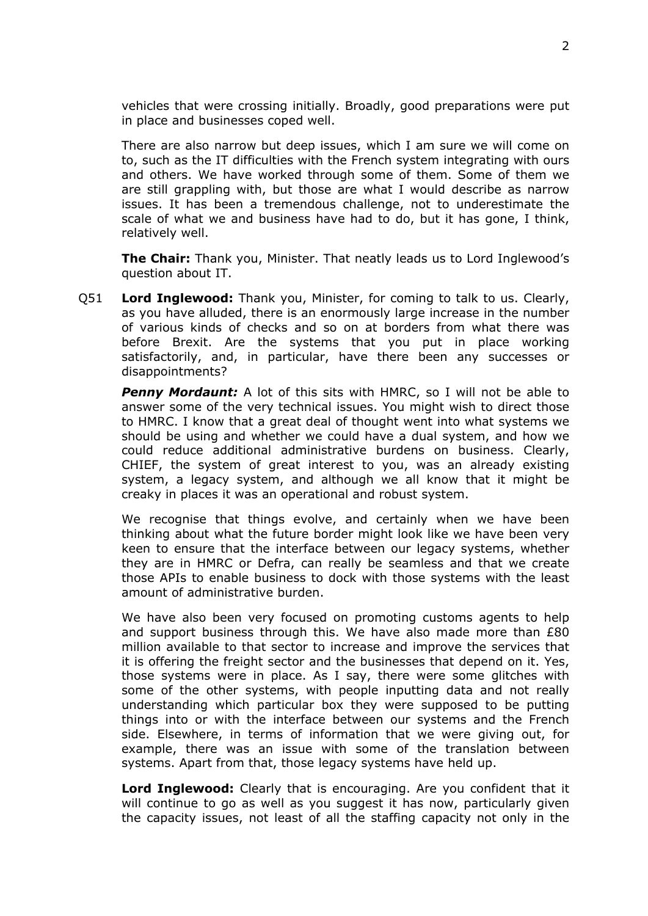vehicles that were crossing initially. Broadly, good preparations were put in place and businesses coped well.

There are also narrow but deep issues, which I am sure we will come on to, such as the IT difficulties with the French system integrating with ours and others. We have worked through some of them. Some of them we are still grappling with, but those are what I would describe as narrow issues. It has been a tremendous challenge, not to underestimate the scale of what we and business have had to do, but it has gone, I think, relatively well.

**The Chair:** Thank you, Minister. That neatly leads us to Lord Inglewood's question about IT.

Q51 **Lord Inglewood:** Thank you, Minister, for coming to talk to us. Clearly, as you have alluded, there is an enormously large increase in the number of various kinds of checks and so on at borders from what there was before Brexit. Are the systems that you put in place working satisfactorily, and, in particular, have there been any successes or disappointments?

***Penny Mordaunt:*** A lot of this sits with HMRC, so I will not be able to answer some of the very technical issues. You might wish to direct those to HMRC. I know that a great deal of thought went into what systems we should be using and whether we could have a dual system, and how we could reduce additional administrative burdens on business. Clearly, CHIEF, the system of great interest to you, was an already existing system, a legacy system, and although we all know that it might be creaky in places it was an operational and robust system.

We recognise that things evolve, and certainly when we have been thinking about what the future border might look like we have been very keen to ensure that the interface between our legacy systems, whether they are in HMRC or Defra, can really be seamless and that we create those APIs to enable business to dock with those systems with the least amount of administrative burden.

We have also been very focused on promoting customs agents to help and support business through this. We have also made more than £80 million available to that sector to increase and improve the services that it is offering the freight sector and the businesses that depend on it. Yes, those systems were in place. As I say, there were some glitches with some of the other systems, with people inputting data and not really understanding which particular box they were supposed to be putting things into or with the interface between our systems and the French side. Elsewhere, in terms of information that we were giving out, for example, there was an issue with some of the translation between systems. Apart from that, those legacy systems have held up.

**Lord Inglewood:** Clearly that is encouraging. Are you confident that it will continue to go as well as you suggest it has now, particularly given the capacity issues, not least of all the staffing capacity not only in the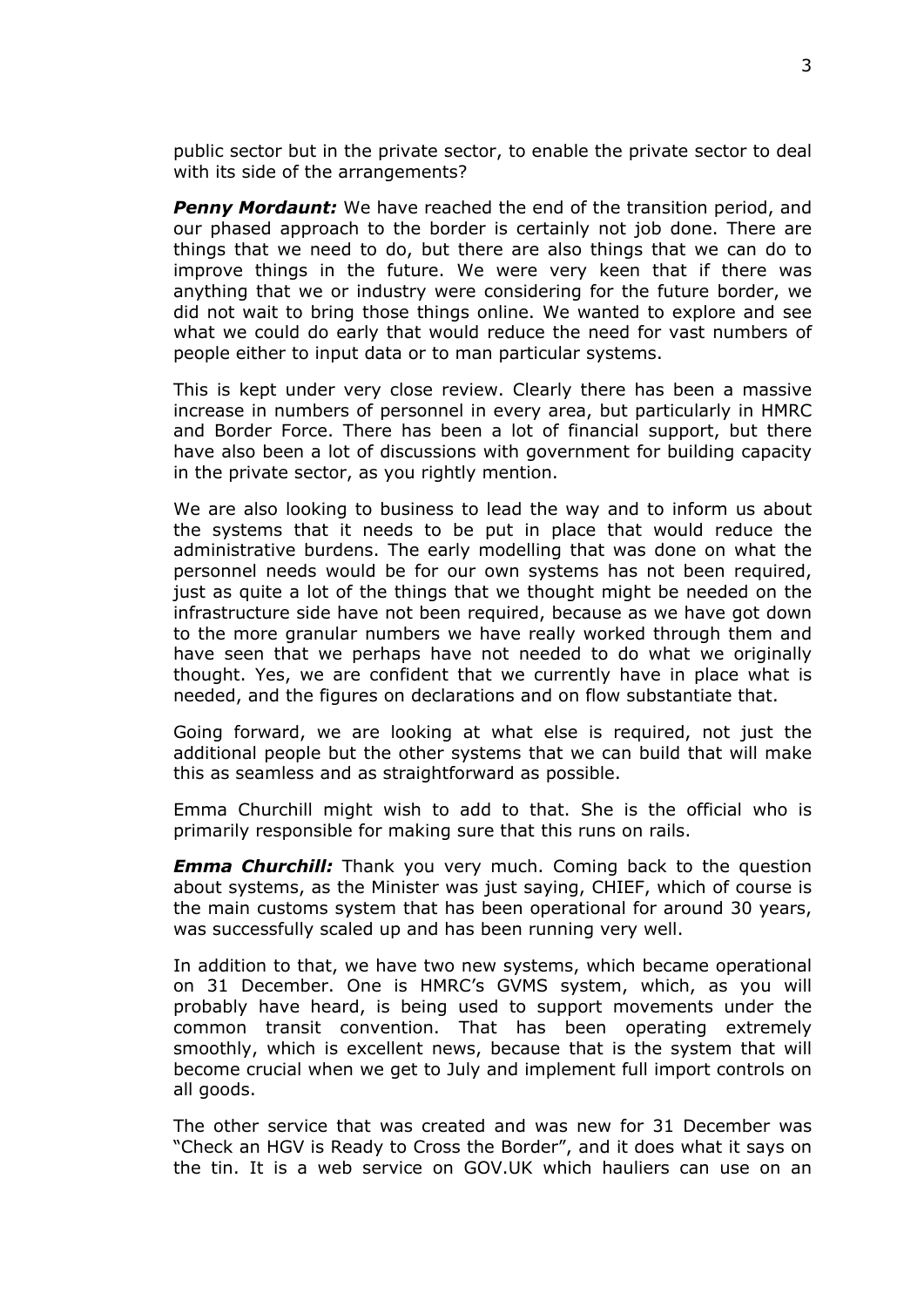public sector but in the private sector, to enable the private sector to deal with its side of the arrangements?

***Penny Mordaunt:*** We have reached the end of the transition period, and our phased approach to the border is certainly not job done. There are things that we need to do, but there are also things that we can do to improve things in the future. We were very keen that if there was anything that we or industry were considering for the future border, we did not wait to bring those things online. We wanted to explore and see what we could do early that would reduce the need for vast numbers of people either to input data or to man particular systems.

This is kept under very close review. Clearly there has been a massive increase in numbers of personnel in every area, but particularly in HMRC and Border Force. There has been a lot of financial support, but there have also been a lot of discussions with government for building capacity in the private sector, as you rightly mention.

We are also looking to business to lead the way and to inform us about the systems that it needs to be put in place that would reduce the administrative burdens. The early modelling that was done on what the personnel needs would be for our own systems has not been required, just as quite a lot of the things that we thought might be needed on the infrastructure side have not been required, because as we have got down to the more granular numbers we have really worked through them and have seen that we perhaps have not needed to do what we originally thought. Yes, we are confident that we currently have in place what is needed, and the figures on declarations and on flow substantiate that.

Going forward, we are looking at what else is required, not just the additional people but the other systems that we can build that will make this as seamless and as straightforward as possible.

Emma Churchill might wish to add to that. She is the official who is primarily responsible for making sure that this runs on rails.

***Emma Churchill:*** Thank you very much. Coming back to the question about systems, as the Minister was just saying, CHIEF, which of course is the main customs system that has been operational for around 30 years, was successfully scaled up and has been running very well.

In addition to that, we have two new systems, which became operational on 31 December. One is HMRC's GVMS system, which, as you will probably have heard, is being used to support movements under the common transit convention. That has been operating extremely smoothly, which is excellent news, because that is the system that will become crucial when we get to July and implement full import controls on all goods.

The other service that was created and was new for 31 December was "Check an HGV is Ready to Cross the Border", and it does what it says on the tin. It is a web service on GOV.UK which hauliers can use on an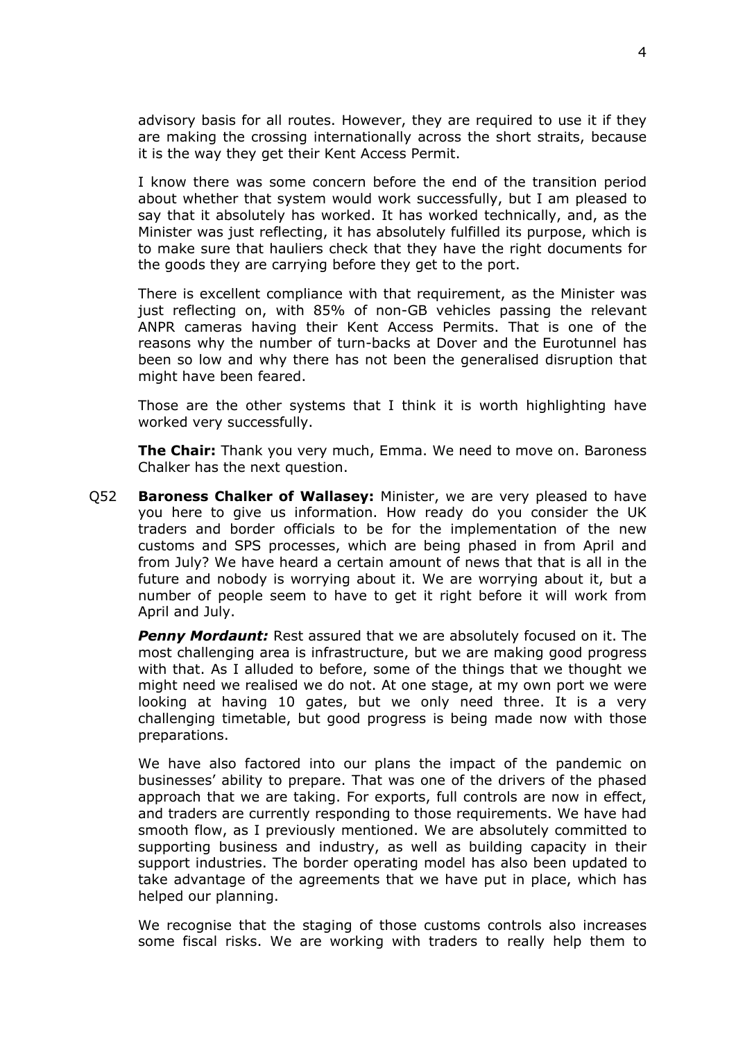advisory basis for all routes. However, they are required to use it if they are making the crossing internationally across the short straits, because it is the way they get their Kent Access Permit.

I know there was some concern before the end of the transition period about whether that system would work successfully, but I am pleased to say that it absolutely has worked. It has worked technically, and, as the Minister was just reflecting, it has absolutely fulfilled its purpose, which is to make sure that hauliers check that they have the right documents for the goods they are carrying before they get to the port.

There is excellent compliance with that requirement, as the Minister was just reflecting on, with 85% of non-GB vehicles passing the relevant ANPR cameras having their Kent Access Permits. That is one of the reasons why the number of turn-backs at Dover and the Eurotunnel has been so low and why there has not been the generalised disruption that might have been feared.

Those are the other systems that I think it is worth highlighting have worked very successfully.

**The Chair:** Thank you very much, Emma. We need to move on. Baroness Chalker has the next question.

Q52 **Baroness Chalker of Wallasey:** Minister, we are very pleased to have you here to give us information. How ready do you consider the UK traders and border officials to be for the implementation of the new customs and SPS processes, which are being phased in from April and from July? We have heard a certain amount of news that that is all in the future and nobody is worrying about it. We are worrying about it, but a number of people seem to have to get it right before it will work from April and July.

***Penny Mordaunt:*** Rest assured that we are absolutely focused on it. The most challenging area is infrastructure, but we are making good progress with that. As I alluded to before, some of the things that we thought we might need we realised we do not. At one stage, at my own port we were looking at having 10 gates, but we only need three. It is a very challenging timetable, but good progress is being made now with those preparations.

We have also factored into our plans the impact of the pandemic on businesses' ability to prepare. That was one of the drivers of the phased approach that we are taking. For exports, full controls are now in effect, and traders are currently responding to those requirements. We have had smooth flow, as I previously mentioned. We are absolutely committed to supporting business and industry, as well as building capacity in their support industries. The border operating model has also been updated to take advantage of the agreements that we have put in place, which has helped our planning.

We recognise that the staging of those customs controls also increases some fiscal risks. We are working with traders to really help them to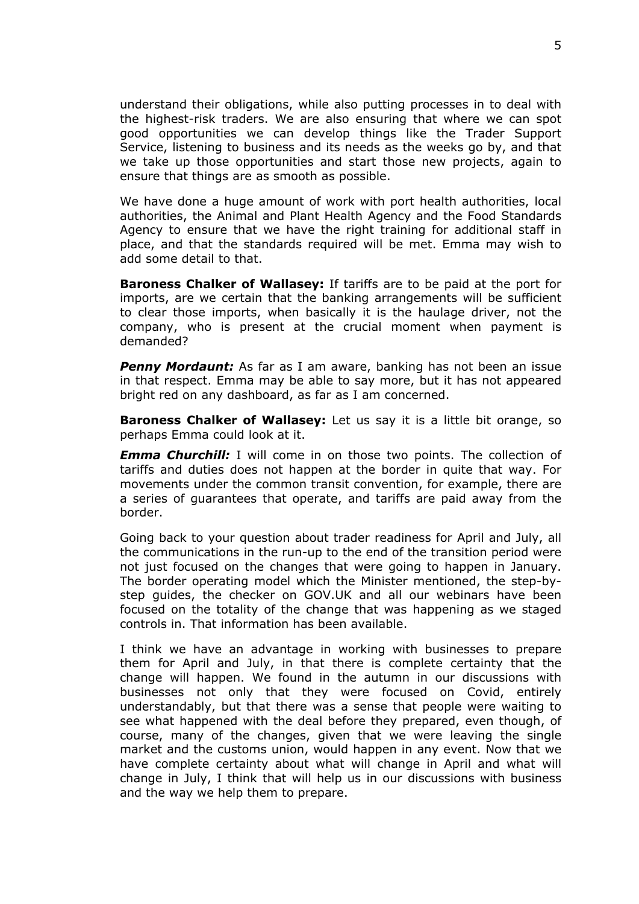understand their obligations, while also putting processes in to deal with the highest-risk traders. We are also ensuring that where we can spot good opportunities we can develop things like the Trader Support Service, listening to business and its needs as the weeks go by, and that we take up those opportunities and start those new projects, again to ensure that things are as smooth as possible.

We have done a huge amount of work with port health authorities, local authorities, the Animal and Plant Health Agency and the Food Standards Agency to ensure that we have the right training for additional staff in place, and that the standards required will be met. Emma may wish to add some detail to that.

**Baroness Chalker of Wallasey:** If tariffs are to be paid at the port for imports, are we certain that the banking arrangements will be sufficient to clear those imports, when basically it is the haulage driver, not the company, who is present at the crucial moment when payment is demanded?

***Penny Mordaunt:*** As far as I am aware, banking has not been an issue in that respect. Emma may be able to say more, but it has not appeared bright red on any dashboard, as far as I am concerned.

**Baroness Chalker of Wallasey:** Let us say it is a little bit orange, so perhaps Emma could look at it.

***Emma Churchill:*** I will come in on those two points. The collection of tariffs and duties does not happen at the border in quite that way. For movements under the common transit convention, for example, there are a series of guarantees that operate, and tariffs are paid away from the border.

Going back to your question about trader readiness for April and July, all the communications in the run-up to the end of the transition period were not just focused on the changes that were going to happen in January. The border operating model which the Minister mentioned, the step-by-step guides, the checker on GOV.UK and all our webinars have been focused on the totality of the change that was happening as we staged controls in. That information has been available.

I think we have an advantage in working with businesses to prepare them for April and July, in that there is complete certainty that the change will happen. We found in the autumn in our discussions with businesses not only that they were focused on Covid, entirely understandably, but that there was a sense that people were waiting to see what happened with the deal before they prepared, even though, of course, many of the changes, given that we were leaving the single market and the customs union, would happen in any event. Now that we have complete certainty about what will change in April and what will change in July, I think that will help us in our discussions with business and the way we help them to prepare.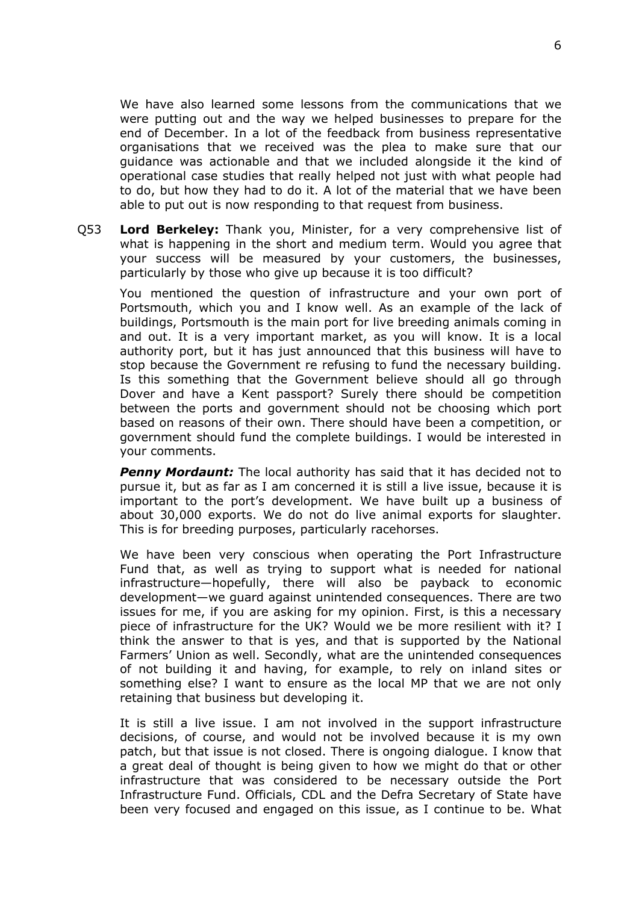We have also learned some lessons from the communications that we were putting out and the way we helped businesses to prepare for the end of December. In a lot of the feedback from business representative organisations that we received was the plea to make sure that our guidance was actionable and that we included alongside it the kind of operational case studies that really helped not just with what people had to do, but how they had to do it. A lot of the material that we have been able to put out is now responding to that request from business.

Q53 **Lord Berkeley:** Thank you, Minister, for a very comprehensive list of what is happening in the short and medium term. Would you agree that your success will be measured by your customers, the businesses, particularly by those who give up because it is too difficult?

You mentioned the question of infrastructure and your own port of Portsmouth, which you and I know well. As an example of the lack of buildings, Portsmouth is the main port for live breeding animals coming in and out. It is a very important market, as you will know. It is a local authority port, but it has just announced that this business will have to stop because the Government re refusing to fund the necessary building. Is this something that the Government believe should all go through Dover and have a Kent passport? Surely there should be competition between the ports and government should not be choosing which port based on reasons of their own. There should have been a competition, or government should fund the complete buildings. I would be interested in your comments.

***Penny Mordaunt:*** The local authority has said that it has decided not to pursue it, but as far as I am concerned it is still a live issue, because it is important to the port's development. We have built up a business of about 30,000 exports. We do not do live animal exports for slaughter. This is for breeding purposes, particularly racehorses.

We have been very conscious when operating the Port Infrastructure Fund that, as well as trying to support what is needed for national infrastructure—hopefully, there will also be payback to economic development—we guard against unintended consequences. There are two issues for me, if you are asking for my opinion. First, is this a necessary piece of infrastructure for the UK? Would we be more resilient with it? I think the answer to that is yes, and that is supported by the National Farmers' Union as well. Secondly, what are the unintended consequences of not building it and having, for example, to rely on inland sites or something else? I want to ensure as the local MP that we are not only retaining that business but developing it.

It is still a live issue. I am not involved in the support infrastructure decisions, of course, and would not be involved because it is my own patch, but that issue is not closed. There is ongoing dialogue. I know that a great deal of thought is being given to how we might do that or other infrastructure that was considered to be necessary outside the Port Infrastructure Fund. Officials, CDL and the Defra Secretary of State have been very focused and engaged on this issue, as I continue to be. What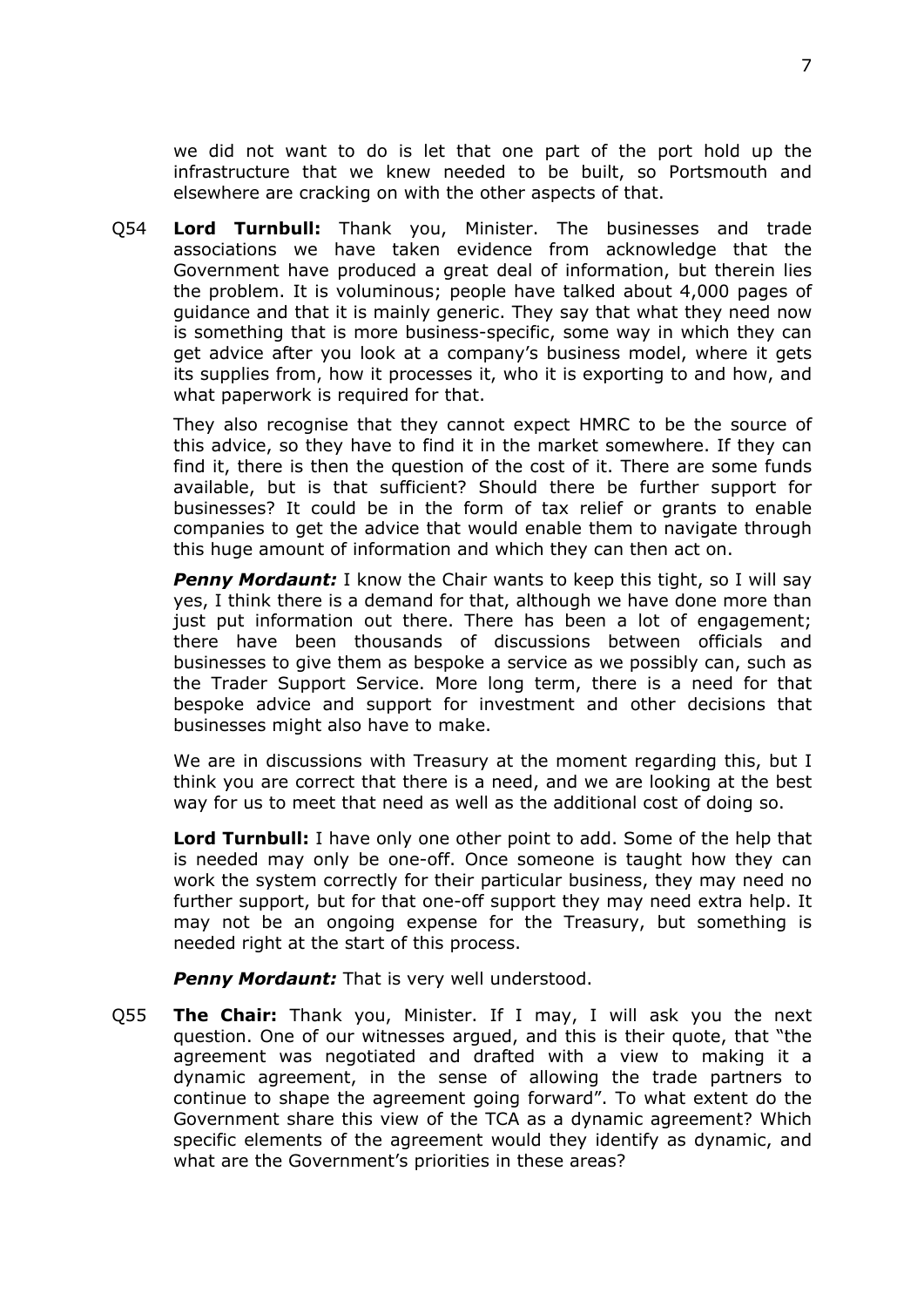we did not want to do is let that one part of the port hold up the infrastructure that we knew needed to be built, so Portsmouth and elsewhere are cracking on with the other aspects of that.

Q54 **Lord Turnbull:** Thank you, Minister. The businesses and trade associations we have taken evidence from acknowledge that the Government have produced a great deal of information, but therein lies the problem. It is voluminous; people have talked about 4,000 pages of guidance and that it is mainly generic. They say that what they need now is something that is more business-specific, some way in which they can get advice after you look at a company's business model, where it gets its supplies from, how it processes it, who it is exporting to and how, and what paperwork is required for that.

They also recognise that they cannot expect HMRC to be the source of this advice, so they have to find it in the market somewhere. If they can find it, there is then the question of the cost of it. There are some funds available, but is that sufficient? Should there be further support for businesses? It could be in the form of tax relief or grants to enable companies to get the advice that would enable them to navigate through this huge amount of information and which they can then act on.

***Penny Mordaunt:*** I know the Chair wants to keep this tight, so I will say yes, I think there is a demand for that, although we have done more than just put information out there. There has been a lot of engagement; there have been thousands of discussions between officials and businesses to give them as bespoke a service as we possibly can, such as the Trader Support Service. More long term, there is a need for that bespoke advice and support for investment and other decisions that businesses might also have to make.

We are in discussions with Treasury at the moment regarding this, but I think you are correct that there is a need, and we are looking at the best way for us to meet that need as well as the additional cost of doing so.

**Lord Turnbull:** I have only one other point to add. Some of the help that is needed may only be one-off. Once someone is taught how they can work the system correctly for their particular business, they may need no further support, but for that one-off support they may need extra help. It may not be an ongoing expense for the Treasury, but something is needed right at the start of this process.

***Penny Mordaunt:*** That is very well understood.

Q55 **The Chair:** Thank you, Minister. If I may, I will ask you the next question. One of our witnesses argued, and this is their quote, that "the agreement was negotiated and drafted with a view to making it a dynamic agreement, in the sense of allowing the trade partners to continue to shape the agreement going forward". To what extent do the Government share this view of the TCA as a dynamic agreement? Which specific elements of the agreement would they identify as dynamic, and what are the Government's priorities in these areas?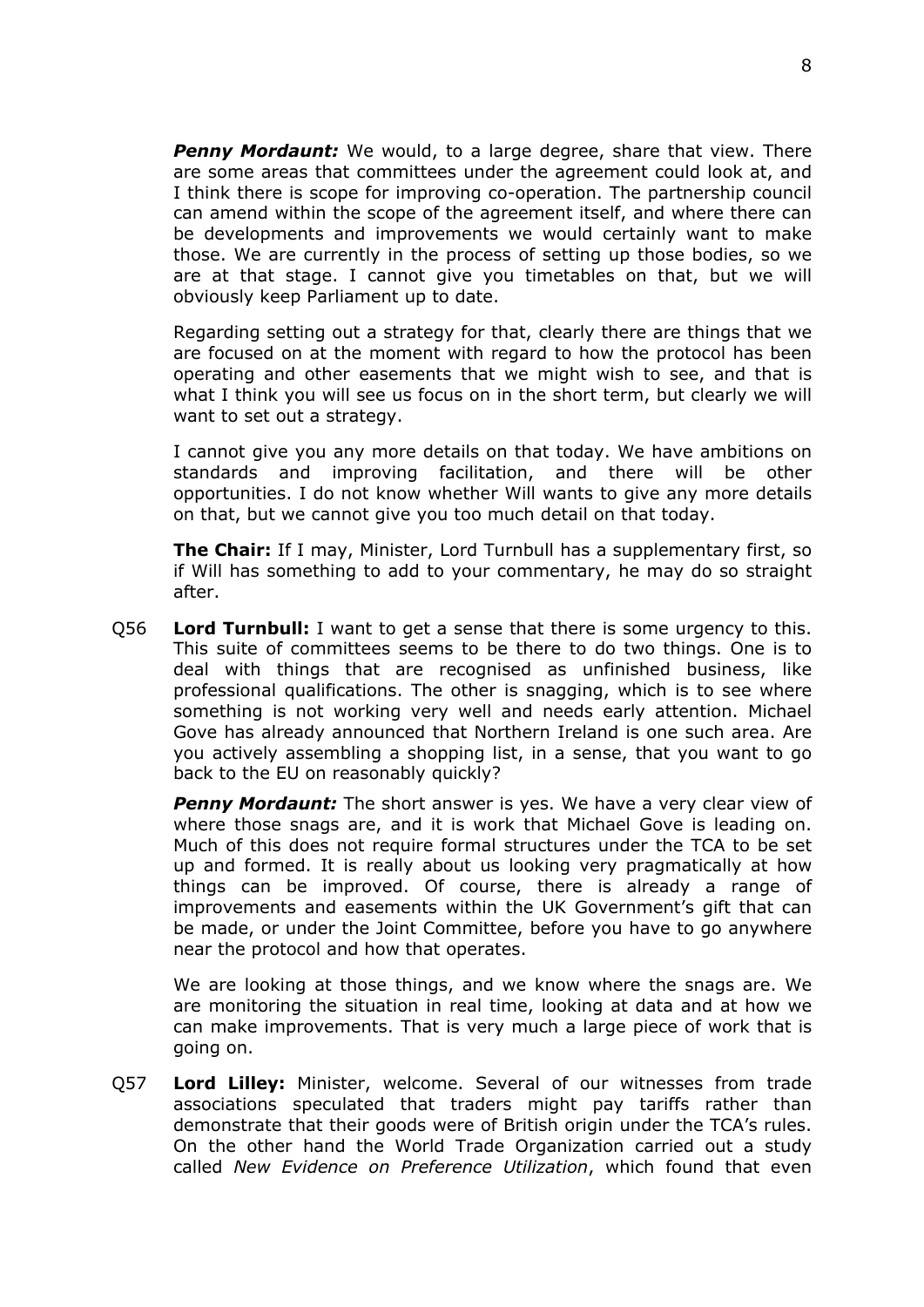***Penny Mordaunt:*** We would, to a large degree, share that view. There are some areas that committees under the agreement could look at, and I think there is scope for improving co-operation. The partnership council can amend within the scope of the agreement itself, and where there can be developments and improvements we would certainly want to make those. We are currently in the process of setting up those bodies, so we are at that stage. I cannot give you timetables on that, but we will obviously keep Parliament up to date.

Regarding setting out a strategy for that, clearly there are things that we are focused on at the moment with regard to how the protocol has been operating and other easements that we might wish to see, and that is what I think you will see us focus on in the short term, but clearly we will want to set out a strategy.

I cannot give you any more details on that today. We have ambitions on standards and improving facilitation, and there will be other opportunities. I do not know whether Will wants to give any more details on that, but we cannot give you too much detail on that today.

**The Chair:** If I may, Minister, Lord Turnbull has a supplementary first, so if Will has something to add to your commentary, he may do so straight after.

Q56 **Lord Turnbull:** I want to get a sense that there is some urgency to this. This suite of committees seems to be there to do two things. One is to deal with things that are recognised as unfinished business, like professional qualifications. The other is snagging, which is to see where something is not working very well and needs early attention. Michael Gove has already announced that Northern Ireland is one such area. Are you actively assembling a shopping list, in a sense, that you want to go back to the EU on reasonably quickly?

***Penny Mordaunt:*** The short answer is yes. We have a very clear view of where those snags are, and it is work that Michael Gove is leading on. Much of this does not require formal structures under the TCA to be set up and formed. It is really about us looking very pragmatically at how things can be improved. Of course, there is already a range of improvements and easements within the UK Government's gift that can be made, or under the Joint Committee, before you have to go anywhere near the protocol and how that operates.

We are looking at those things, and we know where the snags are. We are monitoring the situation in real time, looking at data and at how we can make improvements. That is very much a large piece of work that is going on.

Q57 **Lord Lilley:** Minister, welcome. Several of our witnesses from trade associations speculated that traders might pay tariffs rather than demonstrate that their goods were of British origin under the TCA's rules. On the other hand the World Trade Organization carried out a study called *New Evidence on Preference Utilization*, which found that even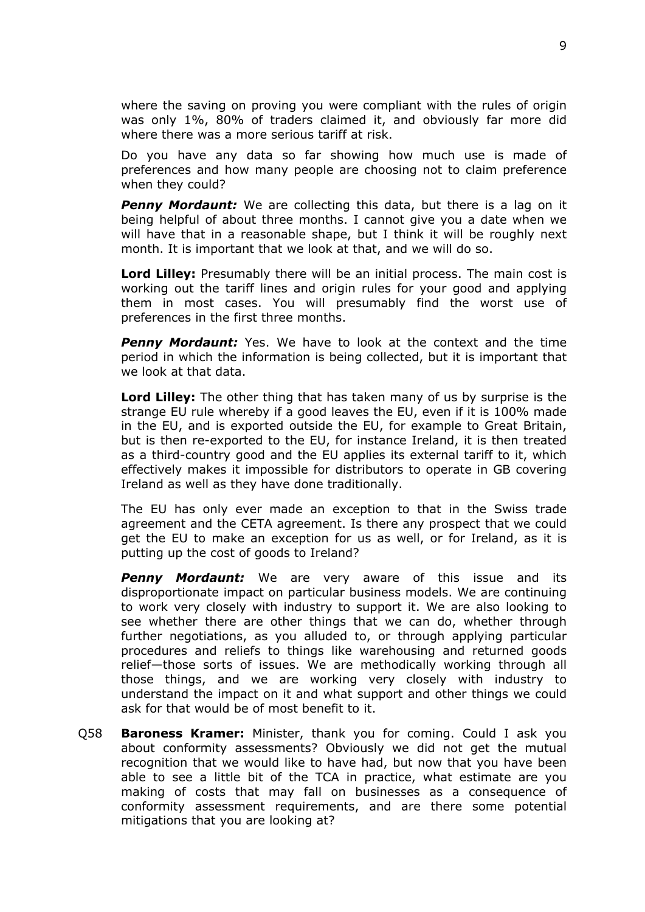where the saving on proving you were compliant with the rules of origin was only 1%, 80% of traders claimed it, and obviously far more did where there was a more serious tariff at risk.

Do you have any data so far showing how much use is made of preferences and how many people are choosing not to claim preference when they could?

***Penny Mordaunt:*** We are collecting this data, but there is a lag on it being helpful of about three months. I cannot give you a date when we will have that in a reasonable shape, but I think it will be roughly next month. It is important that we look at that, and we will do so.

**Lord Lilley:** Presumably there will be an initial process. The main cost is working out the tariff lines and origin rules for your good and applying them in most cases. You will presumably find the worst use of preferences in the first three months.

***Penny Mordaunt:*** Yes. We have to look at the context and the time period in which the information is being collected, but it is important that we look at that data.

**Lord Lilley:** The other thing that has taken many of us by surprise is the strange EU rule whereby if a good leaves the EU, even if it is 100% made in the EU, and is exported outside the EU, for example to Great Britain, but is then re-exported to the EU, for instance Ireland, it is then treated as a third-country good and the EU applies its external tariff to it, which effectively makes it impossible for distributors to operate in GB covering Ireland as well as they have done traditionally.

The EU has only ever made an exception to that in the Swiss trade agreement and the CETA agreement. Is there any prospect that we could get the EU to make an exception for us as well, or for Ireland, as it is putting up the cost of goods to Ireland?

***Penny Mordaunt:*** We are very aware of this issue and its disproportionate impact on particular business models. We are continuing to work very closely with industry to support it. We are also looking to see whether there are other things that we can do, whether through further negotiations, as you alluded to, or through applying particular procedures and reliefs to things like warehousing and returned goods relief—those sorts of issues. We are methodically working through all those things, and we are working very closely with industry to understand the impact on it and what support and other things we could ask for that would be of most benefit to it.

Q58 **Baroness Kramer:** Minister, thank you for coming. Could I ask you about conformity assessments? Obviously we did not get the mutual recognition that we would like to have had, but now that you have been able to see a little bit of the TCA in practice, what estimate are you making of costs that may fall on businesses as a consequence of conformity assessment requirements, and are there some potential mitigations that you are looking at?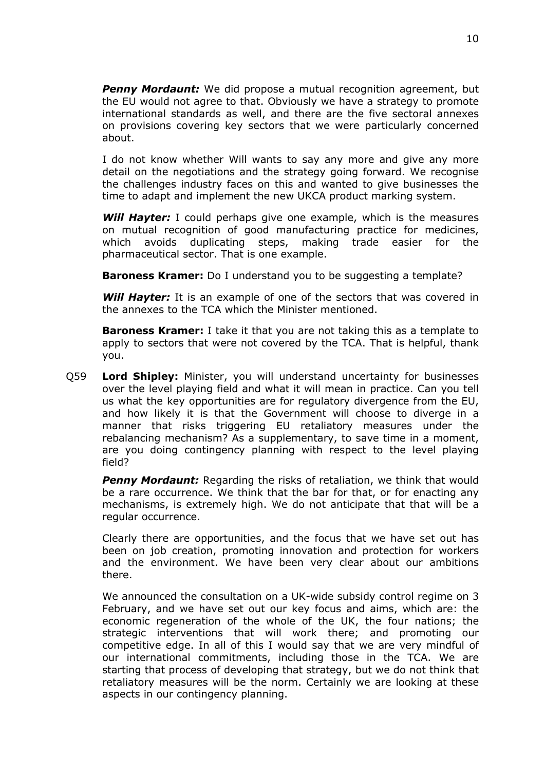***Penny Mordaunt:*** We did propose a mutual recognition agreement, but the EU would not agree to that. Obviously we have a strategy to promote international standards as well, and there are the five sectoral annexes on provisions covering key sectors that we were particularly concerned about.

I do not know whether Will wants to say any more and give any more detail on the negotiations and the strategy going forward. We recognise the challenges industry faces on this and wanted to give businesses the time to adapt and implement the new UKCA product marking system.

***Will Hayter:*** I could perhaps give one example, which is the measures on mutual recognition of good manufacturing practice for medicines, which avoids duplicating steps, making trade easier for the pharmaceutical sector. That is one example.

**Baroness Kramer:** Do I understand you to be suggesting a template?

***Will Hayter:*** It is an example of one of the sectors that was covered in the annexes to the TCA which the Minister mentioned.

**Baroness Kramer:** I take it that you are not taking this as a template to apply to sectors that were not covered by the TCA. That is helpful, thank you.

Q59 **Lord Shipley:** Minister, you will understand uncertainty for businesses over the level playing field and what it will mean in practice. Can you tell us what the key opportunities are for regulatory divergence from the EU, and how likely it is that the Government will choose to diverge in a manner that risks triggering EU retaliatory measures under the rebalancing mechanism? As a supplementary, to save time in a moment, are you doing contingency planning with respect to the level playing field?

***Penny Mordaunt:*** Regarding the risks of retaliation, we think that would be a rare occurrence. We think that the bar for that, or for enacting any mechanisms, is extremely high. We do not anticipate that that will be a regular occurrence.

Clearly there are opportunities, and the focus that we have set out has been on job creation, promoting innovation and protection for workers and the environment. We have been very clear about our ambitions there.

We announced the consultation on a UK-wide subsidy control regime on 3 February, and we have set out our key focus and aims, which are: the economic regeneration of the whole of the UK, the four nations; the strategic interventions that will work there; and promoting our competitive edge. In all of this I would say that we are very mindful of our international commitments, including those in the TCA. We are starting that process of developing that strategy, but we do not think that retaliatory measures will be the norm. Certainly we are looking at these aspects in our contingency planning.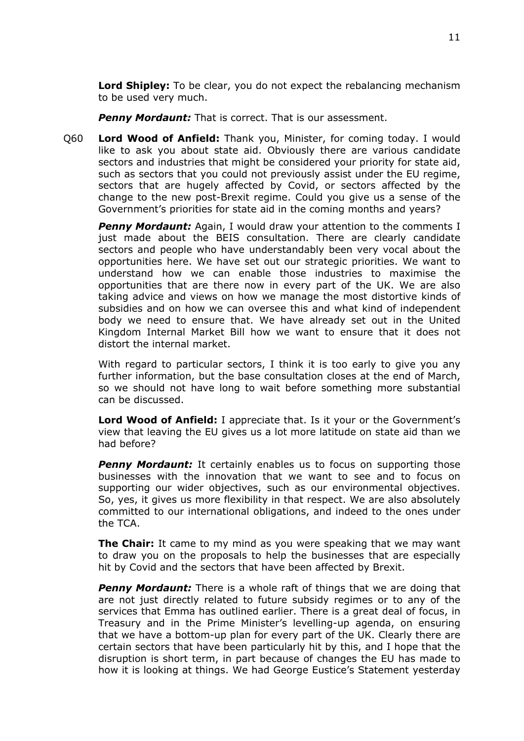**Lord Shipley:** To be clear, you do not expect the rebalancing mechanism to be used very much.

***Penny Mordaunt:*** That is correct. That is our assessment.

Q60 **Lord Wood of Anfield:** Thank you, Minister, for coming today. I would like to ask you about state aid. Obviously there are various candidate sectors and industries that might be considered your priority for state aid, such as sectors that you could not previously assist under the EU regime, sectors that are hugely affected by Covid, or sectors affected by the change to the new post-Brexit regime. Could you give us a sense of the Government's priorities for state aid in the coming months and years?

***Penny Mordaunt:*** Again, I would draw your attention to the comments I just made about the BEIS consultation. There are clearly candidate sectors and people who have understandably been very vocal about the opportunities here. We have set out our strategic priorities. We want to understand how we can enable those industries to maximise the opportunities that are there now in every part of the UK. We are also taking advice and views on how we manage the most distortive kinds of subsidies and on how we can oversee this and what kind of independent body we need to ensure that. We have already set out in the United Kingdom Internal Market Bill how we want to ensure that it does not distort the internal market.

With regard to particular sectors, I think it is too early to give you any further information, but the base consultation closes at the end of March, so we should not have long to wait before something more substantial can be discussed.

**Lord Wood of Anfield:** I appreciate that. Is it your or the Government's view that leaving the EU gives us a lot more latitude on state aid than we had before?

***Penny Mordaunt:*** It certainly enables us to focus on supporting those businesses with the innovation that we want to see and to focus on supporting our wider objectives, such as our environmental objectives. So, yes, it gives us more flexibility in that respect. We are also absolutely committed to our international obligations, and indeed to the ones under the TCA.

**The Chair:** It came to my mind as you were speaking that we may want to draw you on the proposals to help the businesses that are especially hit by Covid and the sectors that have been affected by Brexit.

***Penny Mordaunt:*** There is a whole raft of things that we are doing that are not just directly related to future subsidy regimes or to any of the services that Emma has outlined earlier. There is a great deal of focus, in Treasury and in the Prime Minister's levelling-up agenda, on ensuring that we have a bottom-up plan for every part of the UK. Clearly there are certain sectors that have been particularly hit by this, and I hope that the disruption is short term, in part because of changes the EU has made to how it is looking at things. We had George Eustice's Statement yesterday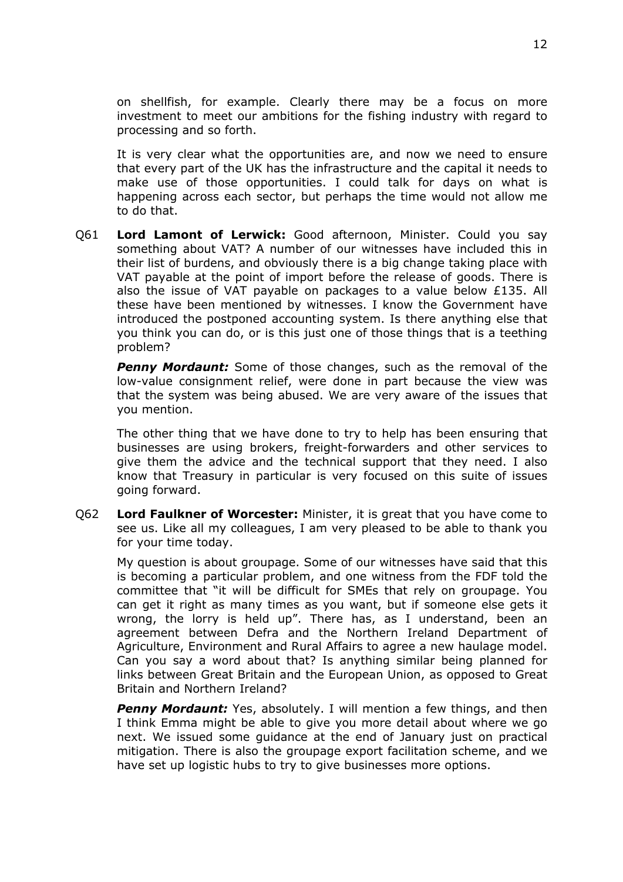on shellfish, for example. Clearly there may be a focus on more investment to meet our ambitions for the fishing industry with regard to processing and so forth.

It is very clear what the opportunities are, and now we need to ensure that every part of the UK has the infrastructure and the capital it needs to make use of those opportunities. I could talk for days on what is happening across each sector, but perhaps the time would not allow me to do that.

Q61 **Lord Lamont of Lerwick:** Good afternoon, Minister. Could you say something about VAT? A number of our witnesses have included this in their list of burdens, and obviously there is a big change taking place with VAT payable at the point of import before the release of goods. There is also the issue of VAT payable on packages to a value below £135. All these have been mentioned by witnesses. I know the Government have introduced the postponed accounting system. Is there anything else that you think you can do, or is this just one of those things that is a teething problem?

***Penny Mordaunt:*** Some of those changes, such as the removal of the low-value consignment relief, were done in part because the view was that the system was being abused. We are very aware of the issues that you mention.

The other thing that we have done to try to help has been ensuring that businesses are using brokers, freight-forwarders and other services to give them the advice and the technical support that they need. I also know that Treasury in particular is very focused on this suite of issues going forward.

Q62 **Lord Faulkner of Worcester:** Minister, it is great that you have come to see us. Like all my colleagues, I am very pleased to be able to thank you for your time today.

My question is about groupage. Some of our witnesses have said that this is becoming a particular problem, and one witness from the FDF told the committee that "it will be difficult for SMEs that rely on groupage. You can get it right as many times as you want, but if someone else gets it wrong, the lorry is held up". There has, as I understand, been an agreement between Defra and the Northern Ireland Department of Agriculture, Environment and Rural Affairs to agree a new haulage model. Can you say a word about that? Is anything similar being planned for links between Great Britain and the European Union, as opposed to Great Britain and Northern Ireland?

***Penny Mordaunt:*** Yes, absolutely. I will mention a few things, and then I think Emma might be able to give you more detail about where we go next. We issued some guidance at the end of January just on practical mitigation. There is also the groupage export facilitation scheme, and we have set up logistic hubs to try to give businesses more options.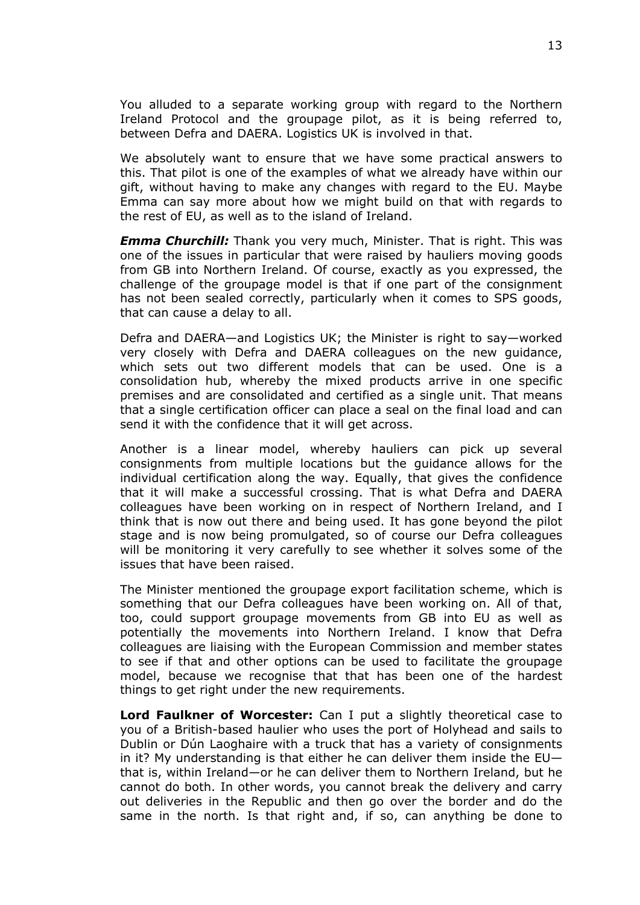You alluded to a separate working group with regard to the Northern Ireland Protocol and the groupage pilot, as it is being referred to, between Defra and DAERA. Logistics UK is involved in that.

We absolutely want to ensure that we have some practical answers to this. That pilot is one of the examples of what we already have within our gift, without having to make any changes with regard to the EU. Maybe Emma can say more about how we might build on that with regards to the rest of EU, as well as to the island of Ireland.

***Emma Churchill:*** Thank you very much, Minister. That is right. This was one of the issues in particular that were raised by hauliers moving goods from GB into Northern Ireland. Of course, exactly as you expressed, the challenge of the groupage model is that if one part of the consignment has not been sealed correctly, particularly when it comes to SPS goods, that can cause a delay to all.

Defra and DAERA—and Logistics UK; the Minister is right to say—worked very closely with Defra and DAERA colleagues on the new guidance, which sets out two different models that can be used. One is a consolidation hub, whereby the mixed products arrive in one specific premises and are consolidated and certified as a single unit. That means that a single certification officer can place a seal on the final load and can send it with the confidence that it will get across.

Another is a linear model, whereby hauliers can pick up several consignments from multiple locations but the guidance allows for the individual certification along the way. Equally, that gives the confidence that it will make a successful crossing. That is what Defra and DAERA colleagues have been working on in respect of Northern Ireland, and I think that is now out there and being used. It has gone beyond the pilot stage and is now being promulgated, so of course our Defra colleagues will be monitoring it very carefully to see whether it solves some of the issues that have been raised.

The Minister mentioned the groupage export facilitation scheme, which is something that our Defra colleagues have been working on. All of that, too, could support groupage movements from GB into EU as well as potentially the movements into Northern Ireland. I know that Defra colleagues are liaising with the European Commission and member states to see if that and other options can be used to facilitate the groupage model, because we recognise that that has been one of the hardest things to get right under the new requirements.

**Lord Faulkner of Worcester:** Can I put a slightly theoretical case to you of a British-based haulier who uses the port of Holyhead and sails to Dublin or Dún Laoghaire with a truck that has a variety of consignments in it? My understanding is that either he can deliver them inside the EU—that is, within Ireland—or he can deliver them to Northern Ireland, but he cannot do both. In other words, you cannot break the delivery and carry out deliveries in the Republic and then go over the border and do the same in the north. Is that right and, if so, can anything be done to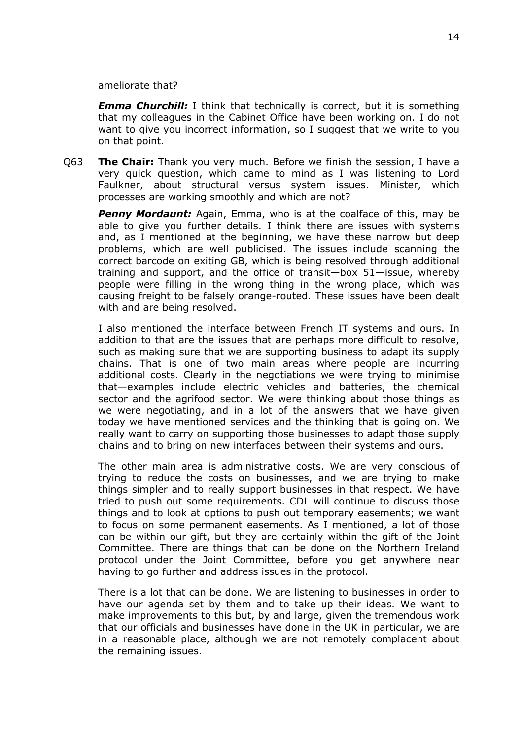ameliorate that?

***Emma Churchill:*** I think that technically is correct, but it is something that my colleagues in the Cabinet Office have been working on. I do not want to give you incorrect information, so I suggest that we write to you on that point.

Q63 **The Chair:** Thank you very much. Before we finish the session, I have a very quick question, which came to mind as I was listening to Lord Faulkner, about structural versus system issues. Minister, which processes are working smoothly and which are not?

***Penny Mordaunt:*** Again, Emma, who is at the coalface of this, may be able to give you further details. I think there are issues with systems and, as I mentioned at the beginning, we have these narrow but deep problems, which are well publicised. The issues include scanning the correct barcode on exiting GB, which is being resolved through additional training and support, and the office of transit—box 51—issue, whereby people were filling in the wrong thing in the wrong place, which was causing freight to be falsely orange-routed. These issues have been dealt with and are being resolved.

I also mentioned the interface between French IT systems and ours. In addition to that are the issues that are perhaps more difficult to resolve, such as making sure that we are supporting business to adapt its supply chains. That is one of two main areas where people are incurring additional costs. Clearly in the negotiations we were trying to minimise that—examples include electric vehicles and batteries, the chemical sector and the agrifood sector. We were thinking about those things as we were negotiating, and in a lot of the answers that we have given today we have mentioned services and the thinking that is going on. We really want to carry on supporting those businesses to adapt those supply chains and to bring on new interfaces between their systems and ours.

The other main area is administrative costs. We are very conscious of trying to reduce the costs on businesses, and we are trying to make things simpler and to really support businesses in that respect. We have tried to push out some requirements. CDL will continue to discuss those things and to look at options to push out temporary easements; we want to focus on some permanent easements. As I mentioned, a lot of those can be within our gift, but they are certainly within the gift of the Joint Committee. There are things that can be done on the Northern Ireland protocol under the Joint Committee, before you get anywhere near having to go further and address issues in the protocol.

There is a lot that can be done. We are listening to businesses in order to have our agenda set by them and to take up their ideas. We want to make improvements to this but, by and large, given the tremendous work that our officials and businesses have done in the UK in particular, we are in a reasonable place, although we are not remotely complacent about the remaining issues.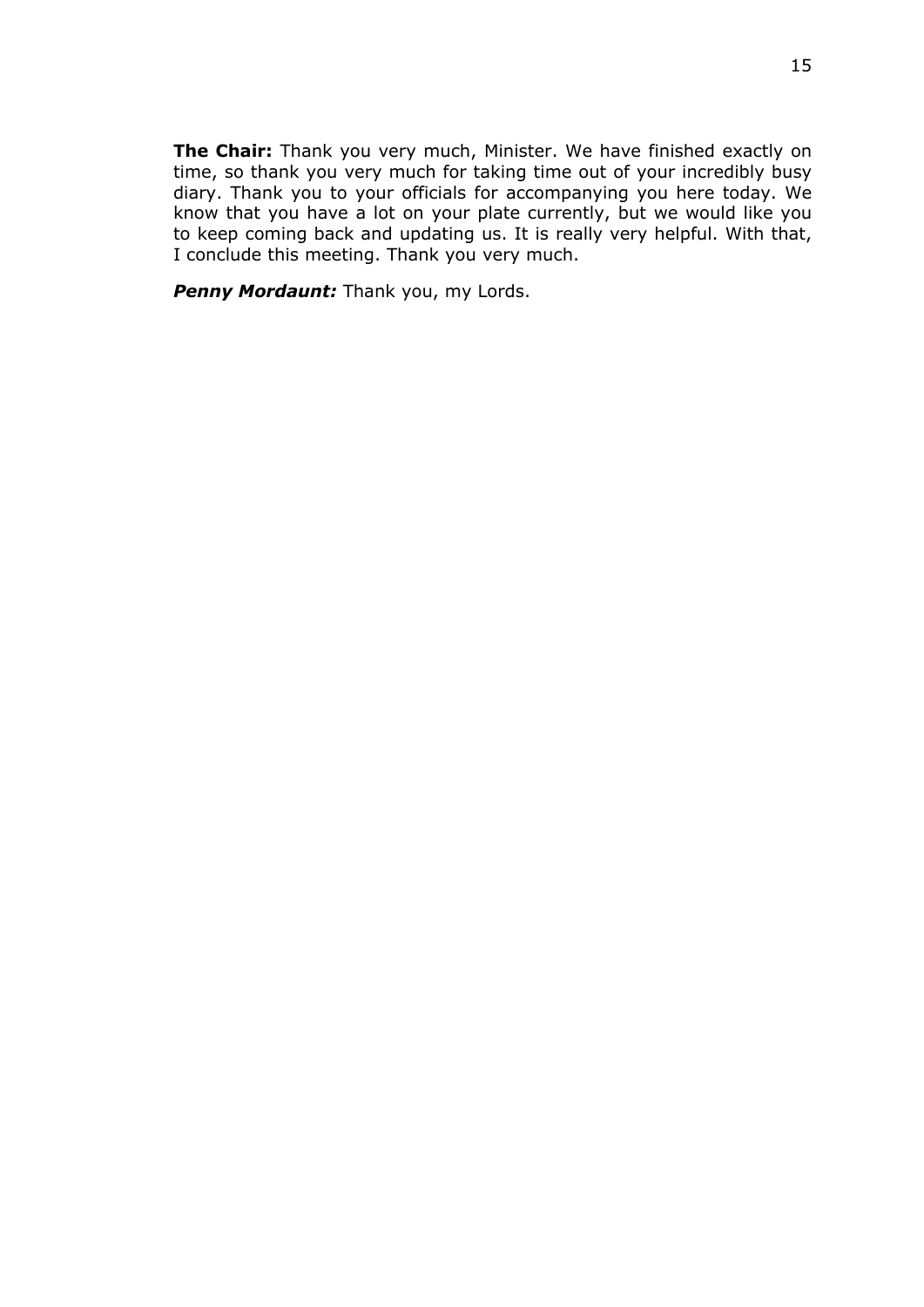**The Chair:** Thank you very much, Minister. We have finished exactly on time, so thank you very much for taking time out of your incredibly busy diary. Thank you to your officials for accompanying you here today. We know that you have a lot on your plate currently, but we would like you to keep coming back and updating us. It is really very helpful. With that, I conclude this meeting. Thank you very much.

***Penny Mordaunt:*** Thank you, my Lords.